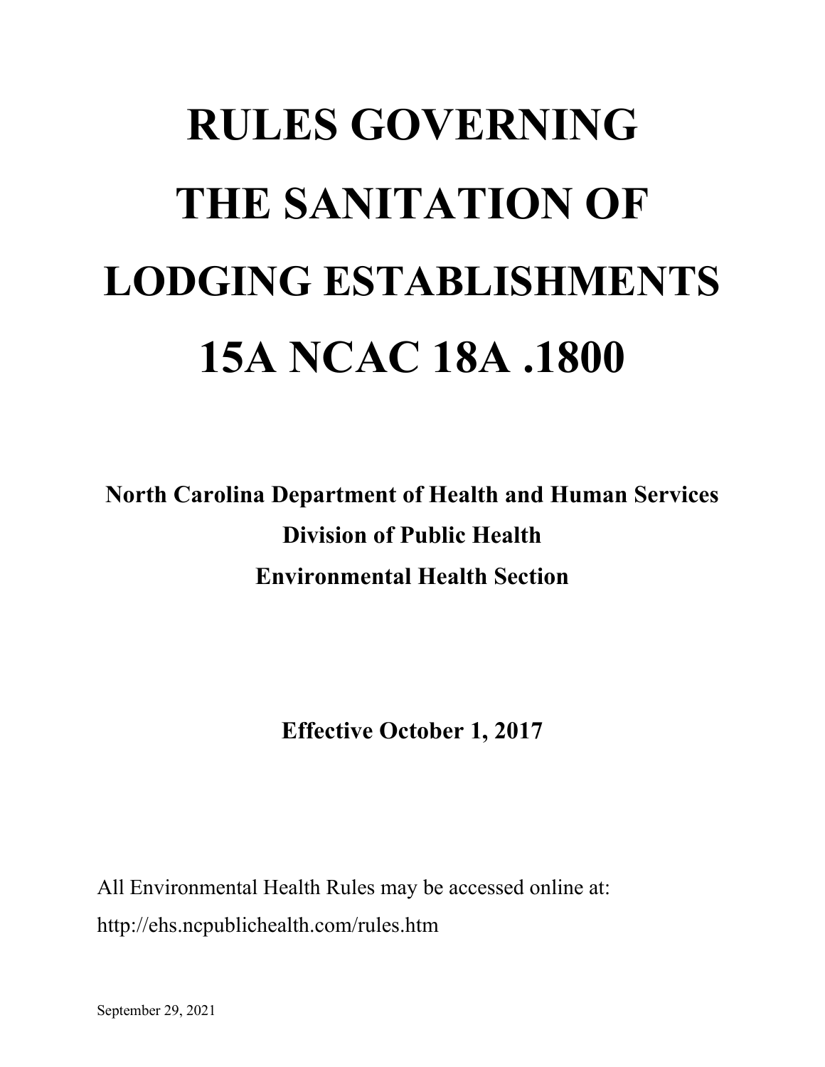# RULES GOVERNING THE SANITATION OF LODGING ESTABLISHMENTS 15A NCAC 18A .1800

**North Carolina Department of Health and Human Services**
**Division of Public Health**
**Environmental Health Section**

**Effective October 1, 2017**

All Environmental Health Rules may be accessed online at:
http://ehs.ncpublichealth.com/rules.htm

September 29, 2021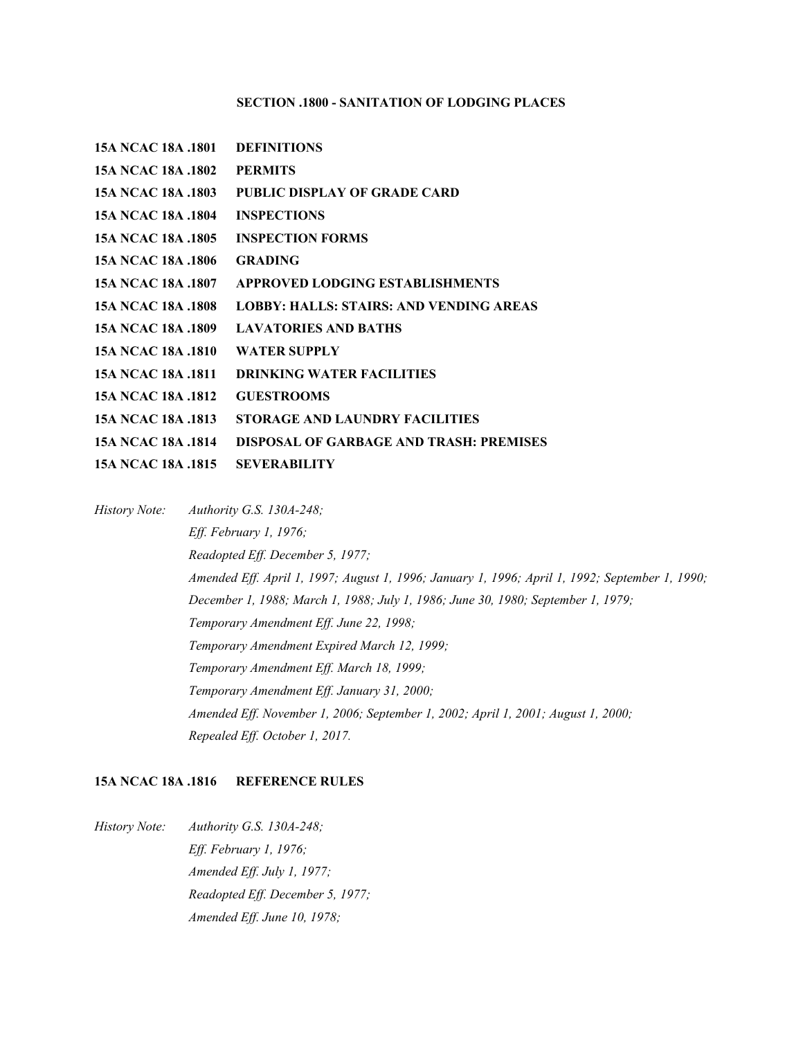## SECTION .1800 - SANITATION OF LODGING PLACES

**15A NCAC 18A .1801 DEFINITIONS**
**15A NCAC 18A .1802 PERMITS**
**15A NCAC 18A .1803 PUBLIC DISPLAY OF GRADE CARD**
**15A NCAC 18A .1804 INSPECTIONS**
**15A NCAC 18A .1805 INSPECTION FORMS**
**15A NCAC 18A .1806 GRADING**
**15A NCAC 18A .1807 APPROVED LODGING ESTABLISHMENTS**
**15A NCAC 18A .1808 LOBBY: HALLS: STAIRS: AND VENDING AREAS**
**15A NCAC 18A .1809 LAVATORIES AND BATHS**
**15A NCAC 18A .1810 WATER SUPPLY**
**15A NCAC 18A .1811 DRINKING WATER FACILITIES**
**15A NCAC 18A .1812 GUESTROOMS**
**15A NCAC 18A .1813 STORAGE AND LAUNDRY FACILITIES**
**15A NCAC 18A .1814 DISPOSAL OF GARBAGE AND TRASH: PREMISES**
**15A NCAC 18A .1815 SEVERABILITY**

*History Note: Authority G.S. 130A-248;*
*Eff. February 1, 1976;*
*Readopted Eff. December 5, 1977;*
*Amended Eff. April 1, 1997; August 1, 1996; January 1, 1996; April 1, 1992; September 1, 1990; December 1, 1988; March 1, 1988; July 1, 1986; June 30, 1980; September 1, 1979;*
*Temporary Amendment Eff. June 22, 1998;*
*Temporary Amendment Expired March 12, 1999;*
*Temporary Amendment Eff. March 18, 1999;*
*Temporary Amendment Eff. January 31, 2000;*
*Amended Eff. November 1, 2006; September 1, 2002; April 1, 2001; August 1, 2000;*
*Repealed Eff. October 1, 2017.*

**15A NCAC 18A .1816 REFERENCE RULES**

*History Note: Authority G.S. 130A-248;*
*Eff. February 1, 1976;*
*Amended Eff. July 1, 1977;*
*Readopted Eff. December 5, 1977;*
*Amended Eff. June 10, 1978;*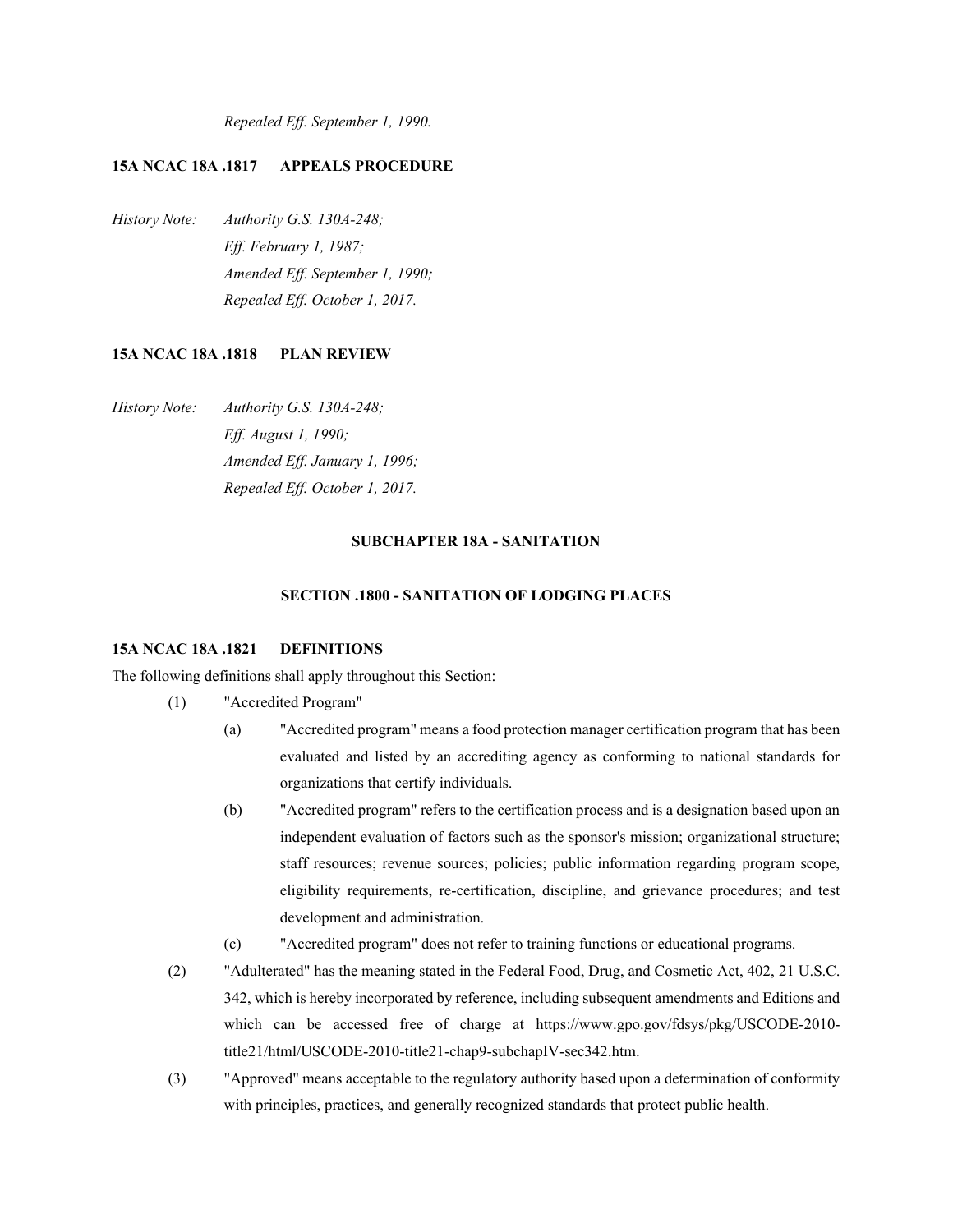*Repealed Eff. September 1, 1990.*

**15A NCAC 18A .1817 APPEALS PROCEDURE**

*History Note: Authority G.S. 130A-248;*
*Eff. February 1, 1987;*
*Amended Eff. September 1, 1990;*
*Repealed Eff. October 1, 2017.*

**15A NCAC 18A .1818 PLAN REVIEW**

*History Note: Authority G.S. 130A-248;*
*Eff. August 1, 1990;*
*Amended Eff. January 1, 1996;*
*Repealed Eff. October 1, 2017.*

## SUBCHAPTER 18A - SANITATION

### SECTION .1800 - SANITATION OF LODGING PLACES

**15A NCAC 18A .1821 DEFINITIONS**

The following definitions shall apply throughout this Section:

(1) "Accredited Program"

 (a) "Accredited program" means a food protection manager certification program that has been evaluated and listed by an accrediting agency as conforming to national standards for organizations that certify individuals.

 (b) "Accredited program" refers to the certification process and is a designation based upon an independent evaluation of factors such as the sponsor's mission; organizational structure; staff resources; revenue sources; policies; public information regarding program scope, eligibility requirements, re-certification, discipline, and grievance procedures; and test development and administration.

 (c) "Accredited program" does not refer to training functions or educational programs.

(2) "Adulterated" has the meaning stated in the Federal Food, Drug, and Cosmetic Act, 402, 21 U.S.C. 342, which is hereby incorporated by reference, including subsequent amendments and Editions and which can be accessed free of charge at https://www.gpo.gov/fdsys/pkg/USCODE-2010-title21/html/USCODE-2010-title21-chap9-subchapIV-sec342.htm.

(3) "Approved" means acceptable to the regulatory authority based upon a determination of conformity with principles, practices, and generally recognized standards that protect public health.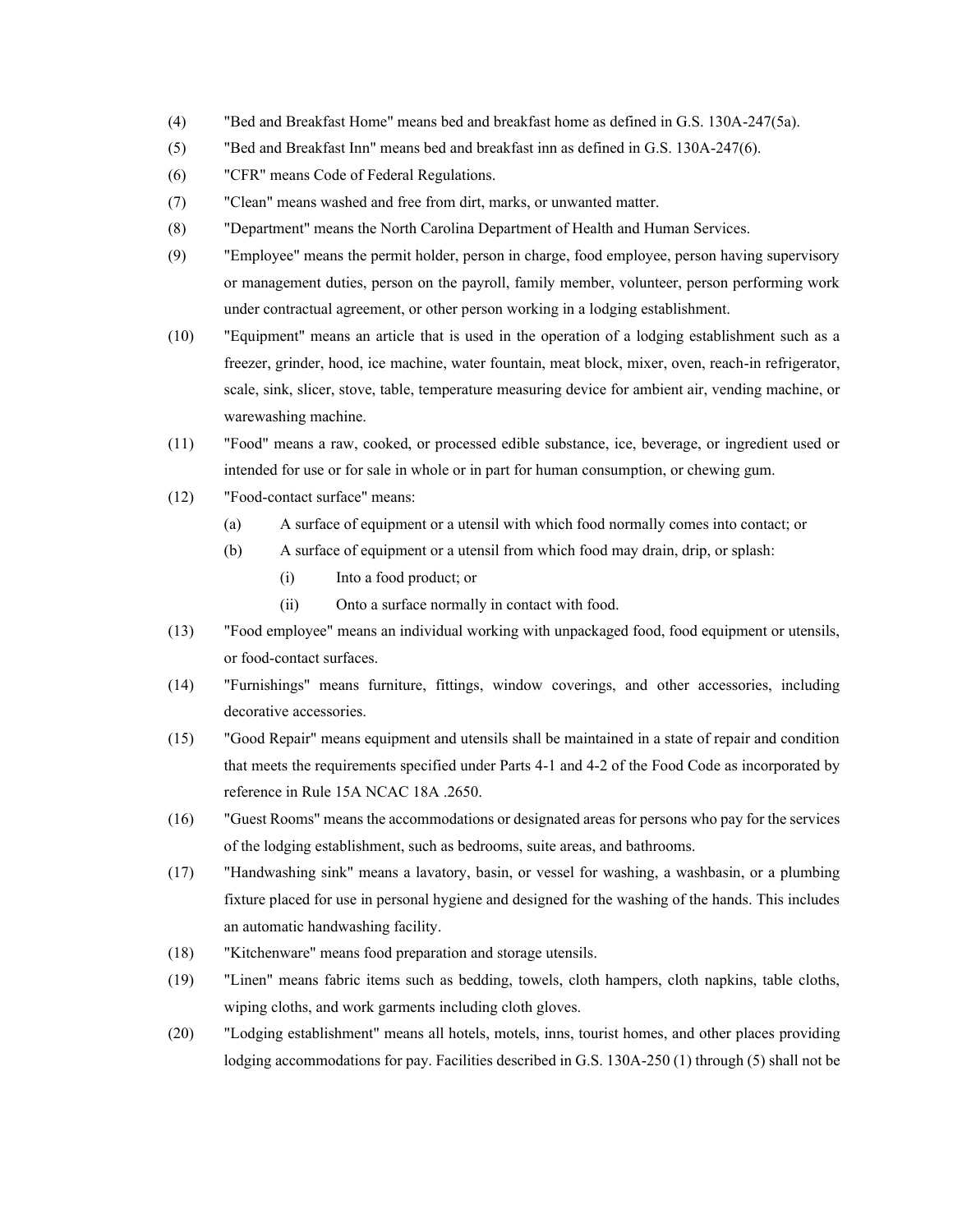(4) "Bed and Breakfast Home" means bed and breakfast home as defined in G.S. 130A-247(5a).

(5) "Bed and Breakfast Inn" means bed and breakfast inn as defined in G.S. 130A-247(6).

(6) "CFR" means Code of Federal Regulations.

(7) "Clean" means washed and free from dirt, marks, or unwanted matter.

(8) "Department" means the North Carolina Department of Health and Human Services.

(9) "Employee" means the permit holder, person in charge, food employee, person having supervisory or management duties, person on the payroll, family member, volunteer, person performing work under contractual agreement, or other person working in a lodging establishment.

(10) "Equipment" means an article that is used in the operation of a lodging establishment such as a freezer, grinder, hood, ice machine, water fountain, meat block, mixer, oven, reach-in refrigerator, scale, sink, slicer, stove, table, temperature measuring device for ambient air, vending machine, or warewashing machine.

(11) "Food" means a raw, cooked, or processed edible substance, ice, beverage, or ingredient used or intended for use or for sale in whole or in part for human consumption, or chewing gum.

(12) "Food-contact surface" means:

   (a) A surface of equipment or a utensil with which food normally comes into contact; or

   (b) A surface of equipment or a utensil from which food may drain, drip, or splash:

      (i) Into a food product; or

      (ii) Onto a surface normally in contact with food.

(13) "Food employee" means an individual working with unpackaged food, food equipment or utensils, or food-contact surfaces.

(14) "Furnishings" means furniture, fittings, window coverings, and other accessories, including decorative accessories.

(15) "Good Repair" means equipment and utensils shall be maintained in a state of repair and condition that meets the requirements specified under Parts 4-1 and 4-2 of the Food Code as incorporated by reference in Rule 15A NCAC 18A .2650.

(16) "Guest Rooms" means the accommodations or designated areas for persons who pay for the services of the lodging establishment, such as bedrooms, suite areas, and bathrooms.

(17) "Handwashing sink" means a lavatory, basin, or vessel for washing, a washbasin, or a plumbing fixture placed for use in personal hygiene and designed for the washing of the hands. This includes an automatic handwashing facility.

(18) "Kitchenware" means food preparation and storage utensils.

(19) "Linen" means fabric items such as bedding, towels, cloth hampers, cloth napkins, table cloths, wiping cloths, and work garments including cloth gloves.

(20) "Lodging establishment" means all hotels, motels, inns, tourist homes, and other places providing lodging accommodations for pay. Facilities described in G.S. 130A-250 (1) through (5) shall not be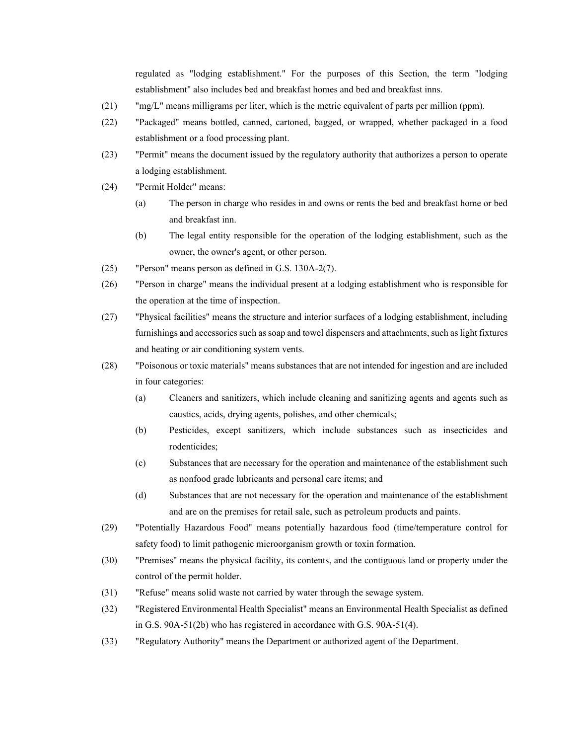regulated as "lodging establishment." For the purposes of this Section, the term "lodging establishment" also includes bed and breakfast homes and bed and breakfast inns.

(21) "mg/L" means milligrams per liter, which is the metric equivalent of parts per million (ppm).

(22) "Packaged" means bottled, canned, cartoned, bagged, or wrapped, whether packaged in a food establishment or a food processing plant.

(23) "Permit" means the document issued by the regulatory authority that authorizes a person to operate a lodging establishment.

(24) "Permit Holder" means:

  (a) The person in charge who resides in and owns or rents the bed and breakfast home or bed and breakfast inn.

  (b) The legal entity responsible for the operation of the lodging establishment, such as the owner, the owner's agent, or other person.

(25) "Person" means person as defined in G.S. 130A-2(7).

(26) "Person in charge" means the individual present at a lodging establishment who is responsible for the operation at the time of inspection.

(27) "Physical facilities" means the structure and interior surfaces of a lodging establishment, including furnishings and accessories such as soap and towel dispensers and attachments, such as light fixtures and heating or air conditioning system vents.

(28) "Poisonous or toxic materials" means substances that are not intended for ingestion and are included in four categories:

  (a) Cleaners and sanitizers, which include cleaning and sanitizing agents and agents such as caustics, acids, drying agents, polishes, and other chemicals;

  (b) Pesticides, except sanitizers, which include substances such as insecticides and rodenticides;

  (c) Substances that are necessary for the operation and maintenance of the establishment such as nonfood grade lubricants and personal care items; and

  (d) Substances that are not necessary for the operation and maintenance of the establishment and are on the premises for retail sale, such as petroleum products and paints.

(29) "Potentially Hazardous Food" means potentially hazardous food (time/temperature control for safety food) to limit pathogenic microorganism growth or toxin formation.

(30) "Premises" means the physical facility, its contents, and the contiguous land or property under the control of the permit holder.

(31) "Refuse" means solid waste not carried by water through the sewage system.

(32) "Registered Environmental Health Specialist" means an Environmental Health Specialist as defined in G.S. 90A-51(2b) who has registered in accordance with G.S. 90A-51(4).

(33) "Regulatory Authority" means the Department or authorized agent of the Department.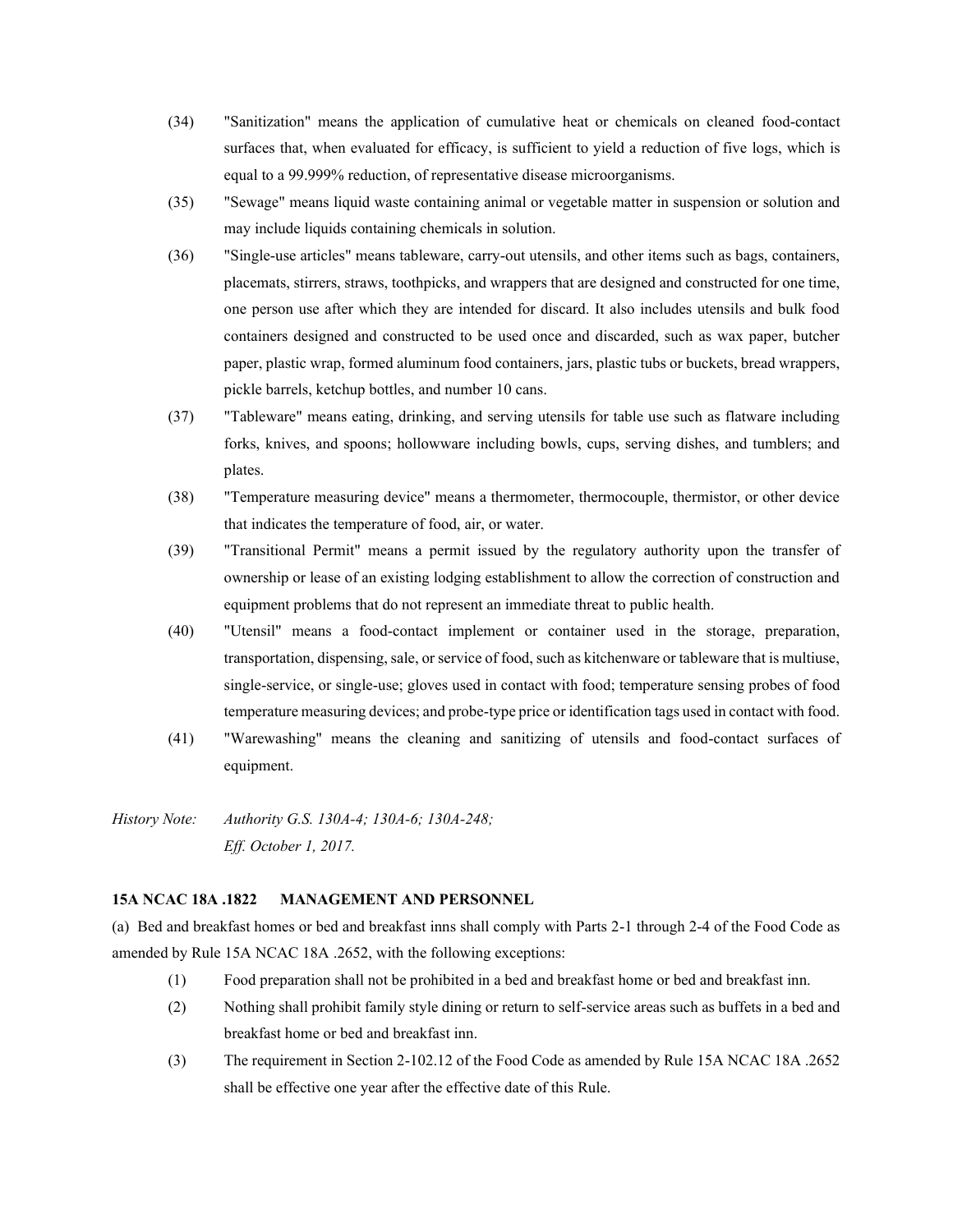(34) "Sanitization" means the application of cumulative heat or chemicals on cleaned food-contact surfaces that, when evaluated for efficacy, is sufficient to yield a reduction of five logs, which is equal to a 99.999% reduction, of representative disease microorganisms.

(35) "Sewage" means liquid waste containing animal or vegetable matter in suspension or solution and may include liquids containing chemicals in solution.

(36) "Single-use articles" means tableware, carry-out utensils, and other items such as bags, containers, placemats, stirrers, straws, toothpicks, and wrappers that are designed and constructed for one time, one person use after which they are intended for discard. It also includes utensils and bulk food containers designed and constructed to be used once and discarded, such as wax paper, butcher paper, plastic wrap, formed aluminum food containers, jars, plastic tubs or buckets, bread wrappers, pickle barrels, ketchup bottles, and number 10 cans.

(37) "Tableware" means eating, drinking, and serving utensils for table use such as flatware including forks, knives, and spoons; hollowware including bowls, cups, serving dishes, and tumblers; and plates.

(38) "Temperature measuring device" means a thermometer, thermocouple, thermistor, or other device that indicates the temperature of food, air, or water.

(39) "Transitional Permit" means a permit issued by the regulatory authority upon the transfer of ownership or lease of an existing lodging establishment to allow the correction of construction and equipment problems that do not represent an immediate threat to public health.

(40) "Utensil" means a food-contact implement or container used in the storage, preparation, transportation, dispensing, sale, or service of food, such as kitchenware or tableware that is multiuse, single-service, or single-use; gloves used in contact with food; temperature sensing probes of food temperature measuring devices; and probe-type price or identification tags used in contact with food.

(41) "Warewashing" means the cleaning and sanitizing of utensils and food-contact surfaces of equipment.

*History Note: Authority G.S. 130A-4; 130A-6; 130A-248;*
*Eff. October 1, 2017.*

**15A NCAC 18A .1822 MANAGEMENT AND PERSONNEL**

(a) Bed and breakfast homes or bed and breakfast inns shall comply with Parts 2-1 through 2-4 of the Food Code as amended by Rule 15A NCAC 18A .2652, with the following exceptions:

(1) Food preparation shall not be prohibited in a bed and breakfast home or bed and breakfast inn.

(2) Nothing shall prohibit family style dining or return to self-service areas such as buffets in a bed and breakfast home or bed and breakfast inn.

(3) The requirement in Section 2-102.12 of the Food Code as amended by Rule 15A NCAC 18A .2652 shall be effective one year after the effective date of this Rule.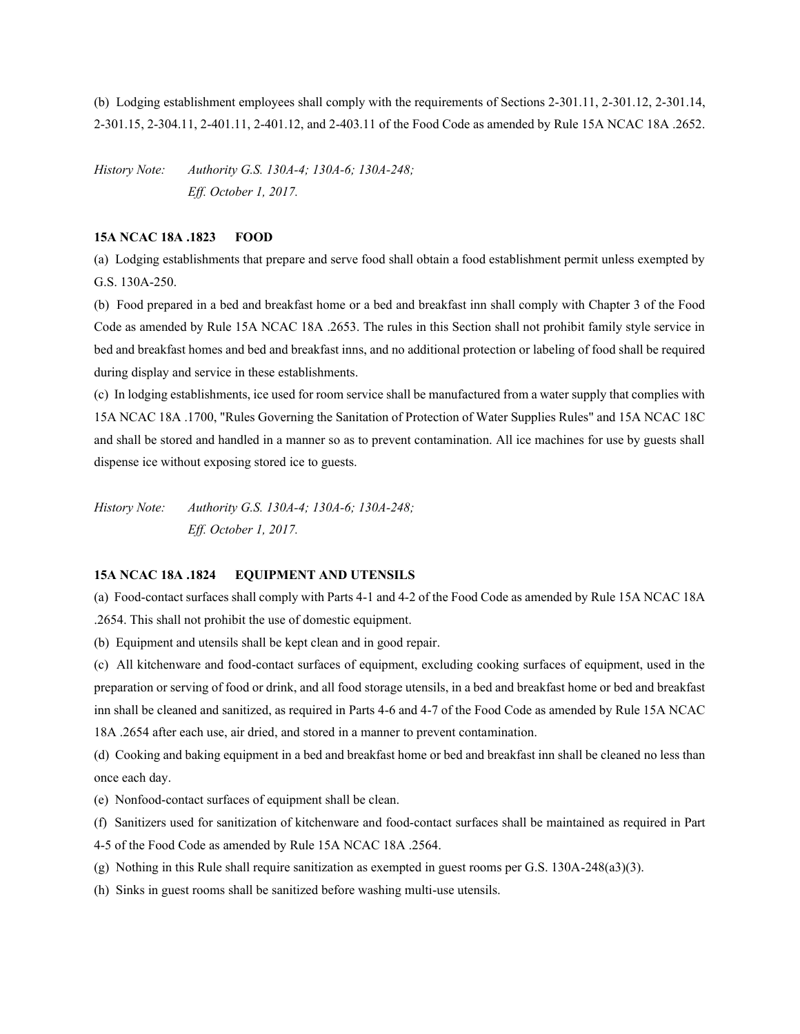(b) Lodging establishment employees shall comply with the requirements of Sections 2-301.11, 2-301.12, 2-301.14, 2-301.15, 2-304.11, 2-401.11, 2-401.12, and 2-403.11 of the Food Code as amended by Rule 15A NCAC 18A .2652.

*History Note: Authority G.S. 130A-4; 130A-6; 130A-248;*
*Eff. October 1, 2017.*

**15A NCAC 18A .1823 FOOD**

(a) Lodging establishments that prepare and serve food shall obtain a food establishment permit unless exempted by G.S. 130A-250.

(b) Food prepared in a bed and breakfast home or a bed and breakfast inn shall comply with Chapter 3 of the Food Code as amended by Rule 15A NCAC 18A .2653. The rules in this Section shall not prohibit family style service in bed and breakfast homes and bed and breakfast inns, and no additional protection or labeling of food shall be required during display and service in these establishments.

(c) In lodging establishments, ice used for room service shall be manufactured from a water supply that complies with 15A NCAC 18A .1700, "Rules Governing the Sanitation of Protection of Water Supplies Rules" and 15A NCAC 18C and shall be stored and handled in a manner so as to prevent contamination. All ice machines for use by guests shall dispense ice without exposing stored ice to guests.

*History Note: Authority G.S. 130A-4; 130A-6; 130A-248;*
*Eff. October 1, 2017.*

**15A NCAC 18A .1824 EQUIPMENT AND UTENSILS**

(a) Food-contact surfaces shall comply with Parts 4-1 and 4-2 of the Food Code as amended by Rule 15A NCAC 18A .2654. This shall not prohibit the use of domestic equipment.

(b) Equipment and utensils shall be kept clean and in good repair.

(c) All kitchenware and food-contact surfaces of equipment, excluding cooking surfaces of equipment, used in the preparation or serving of food or drink, and all food storage utensils, in a bed and breakfast home or bed and breakfast inn shall be cleaned and sanitized, as required in Parts 4-6 and 4-7 of the Food Code as amended by Rule 15A NCAC 18A .2654 after each use, air dried, and stored in a manner to prevent contamination.

(d) Cooking and baking equipment in a bed and breakfast home or bed and breakfast inn shall be cleaned no less than once each day.

(e) Nonfood-contact surfaces of equipment shall be clean.

(f) Sanitizers used for sanitization of kitchenware and food-contact surfaces shall be maintained as required in Part 4-5 of the Food Code as amended by Rule 15A NCAC 18A .2564.

(g) Nothing in this Rule shall require sanitization as exempted in guest rooms per G.S. 130A-248(a3)(3).

(h) Sinks in guest rooms shall be sanitized before washing multi-use utensils.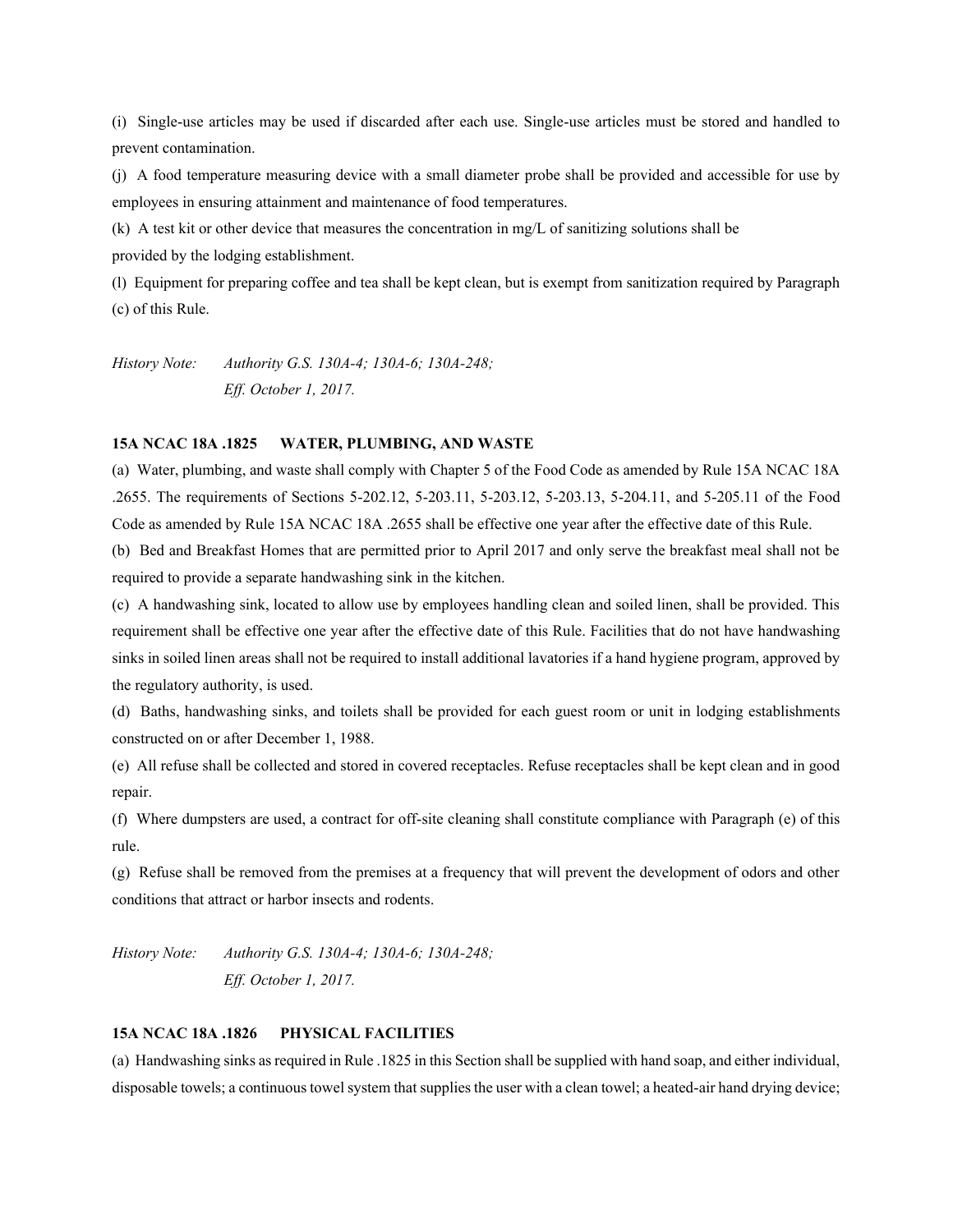(i) Single-use articles may be used if discarded after each use. Single-use articles must be stored and handled to prevent contamination.

(j) A food temperature measuring device with a small diameter probe shall be provided and accessible for use by employees in ensuring attainment and maintenance of food temperatures.

(k) A test kit or other device that measures the concentration in mg/L of sanitizing solutions shall be provided by the lodging establishment.

(l) Equipment for preparing coffee and tea shall be kept clean, but is exempt from sanitization required by Paragraph (c) of this Rule.

*History Note: Authority G.S. 130A-4; 130A-6; 130A-248;*
*Eff. October 1, 2017.*

**15A NCAC 18A .1825 WATER, PLUMBING, AND WASTE**

(a) Water, plumbing, and waste shall comply with Chapter 5 of the Food Code as amended by Rule 15A NCAC 18A .2655. The requirements of Sections 5-202.12, 5-203.11, 5-203.12, 5-203.13, 5-204.11, and 5-205.11 of the Food Code as amended by Rule 15A NCAC 18A .2655 shall be effective one year after the effective date of this Rule.

(b) Bed and Breakfast Homes that are permitted prior to April 2017 and only serve the breakfast meal shall not be required to provide a separate handwashing sink in the kitchen.

(c) A handwashing sink, located to allow use by employees handling clean and soiled linen, shall be provided. This requirement shall be effective one year after the effective date of this Rule. Facilities that do not have handwashing sinks in soiled linen areas shall not be required to install additional lavatories if a hand hygiene program, approved by the regulatory authority, is used.

(d) Baths, handwashing sinks, and toilets shall be provided for each guest room or unit in lodging establishments constructed on or after December 1, 1988.

(e) All refuse shall be collected and stored in covered receptacles. Refuse receptacles shall be kept clean and in good repair.

(f) Where dumpsters are used, a contract for off-site cleaning shall constitute compliance with Paragraph (e) of this rule.

(g) Refuse shall be removed from the premises at a frequency that will prevent the development of odors and other conditions that attract or harbor insects and rodents.

*History Note: Authority G.S. 130A-4; 130A-6; 130A-248;*
*Eff. October 1, 2017.*

**15A NCAC 18A .1826 PHYSICAL FACILITIES**

(a) Handwashing sinks as required in Rule .1825 in this Section shall be supplied with hand soap, and either individual, disposable towels; a continuous towel system that supplies the user with a clean towel; a heated-air hand drying device;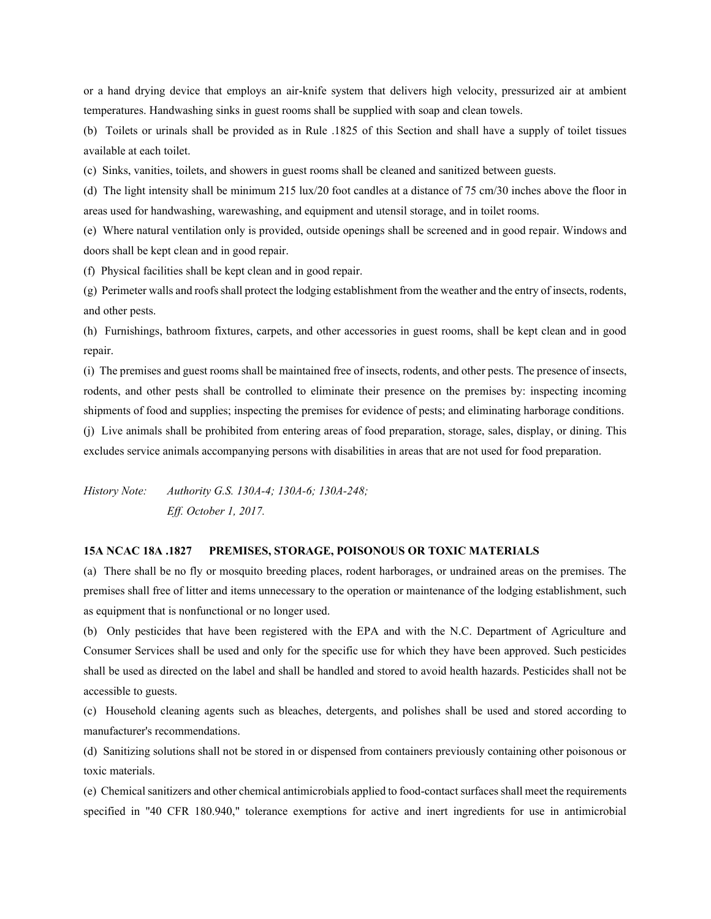or a hand drying device that employs an air-knife system that delivers high velocity, pressurized air at ambient temperatures. Handwashing sinks in guest rooms shall be supplied with soap and clean towels.

(b) Toilets or urinals shall be provided as in Rule .1825 of this Section and shall have a supply of toilet tissues available at each toilet.

(c) Sinks, vanities, toilets, and showers in guest rooms shall be cleaned and sanitized between guests.

(d) The light intensity shall be minimum 215 lux/20 foot candles at a distance of 75 cm/30 inches above the floor in areas used for handwashing, warewashing, and equipment and utensil storage, and in toilet rooms.

(e) Where natural ventilation only is provided, outside openings shall be screened and in good repair. Windows and doors shall be kept clean and in good repair.

(f) Physical facilities shall be kept clean and in good repair.

(g) Perimeter walls and roofs shall protect the lodging establishment from the weather and the entry of insects, rodents, and other pests.

(h) Furnishings, bathroom fixtures, carpets, and other accessories in guest rooms, shall be kept clean and in good repair.

(i) The premises and guest rooms shall be maintained free of insects, rodents, and other pests. The presence of insects, rodents, and other pests shall be controlled to eliminate their presence on the premises by: inspecting incoming shipments of food and supplies; inspecting the premises for evidence of pests; and eliminating harborage conditions.

(j) Live animals shall be prohibited from entering areas of food preparation, storage, sales, display, or dining. This excludes service animals accompanying persons with disabilities in areas that are not used for food preparation.

*History Note:* *Authority G.S. 130A-4; 130A-6; 130A-248;*
*Eff. October 1, 2017.*

**15A NCAC 18A .1827 PREMISES, STORAGE, POISONOUS OR TOXIC MATERIALS**

(a) There shall be no fly or mosquito breeding places, rodent harborages, or undrained areas on the premises. The premises shall free of litter and items unnecessary to the operation or maintenance of the lodging establishment, such as equipment that is nonfunctional or no longer used.

(b) Only pesticides that have been registered with the EPA and with the N.C. Department of Agriculture and Consumer Services shall be used and only for the specific use for which they have been approved. Such pesticides shall be used as directed on the label and shall be handled and stored to avoid health hazards. Pesticides shall not be accessible to guests.

(c) Household cleaning agents such as bleaches, detergents, and polishes shall be used and stored according to manufacturer's recommendations.

(d) Sanitizing solutions shall not be stored in or dispensed from containers previously containing other poisonous or toxic materials.

(e) Chemical sanitizers and other chemical antimicrobials applied to food-contact surfaces shall meet the requirements specified in "40 CFR 180.940," tolerance exemptions for active and inert ingredients for use in antimicrobial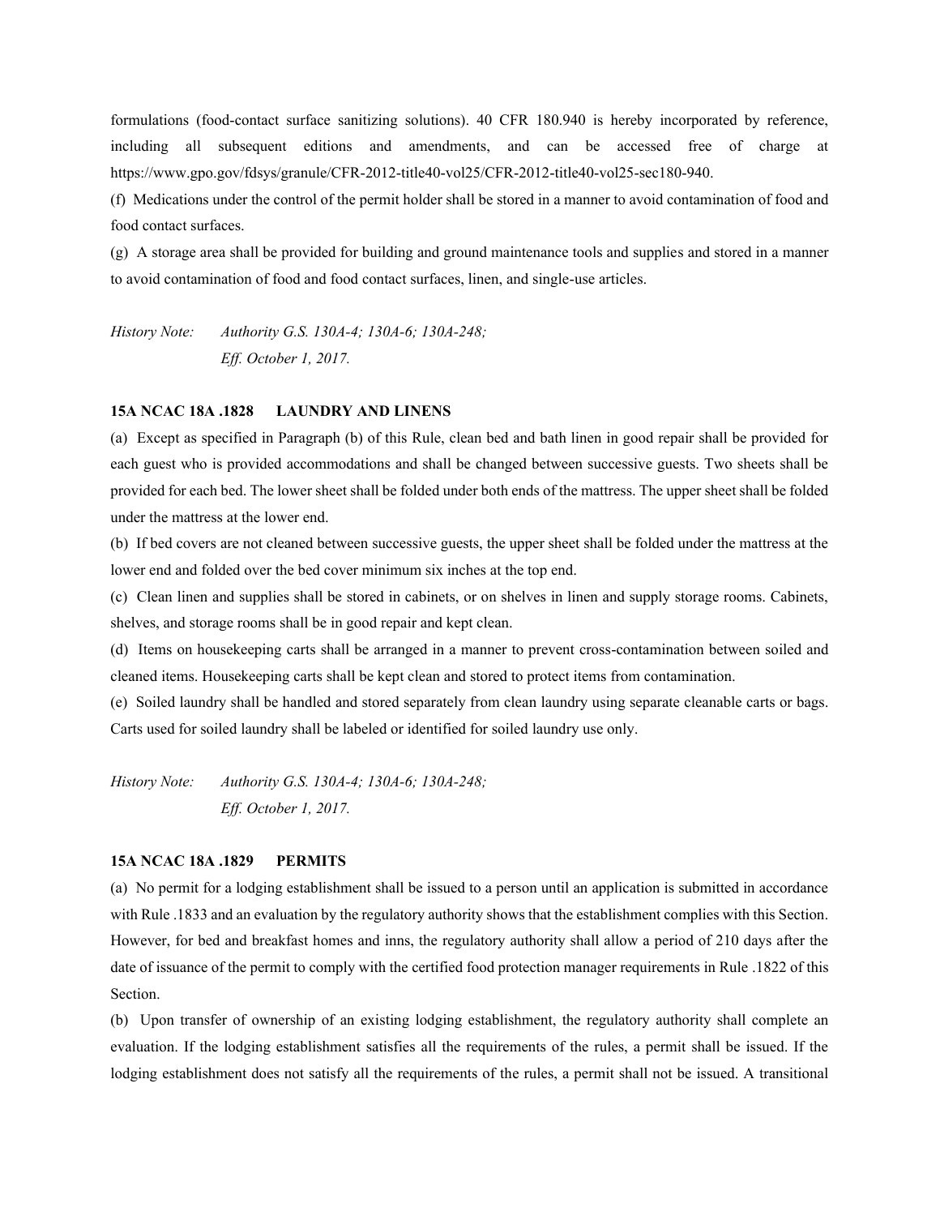formulations (food-contact surface sanitizing solutions). 40 CFR 180.940 is hereby incorporated by reference, including all subsequent editions and amendments, and can be accessed free of charge at https://www.gpo.gov/fdsys/granule/CFR-2012-title40-vol25/CFR-2012-title40-vol25-sec180-940.

(f) Medications under the control of the permit holder shall be stored in a manner to avoid contamination of food and food contact surfaces.

(g) A storage area shall be provided for building and ground maintenance tools and supplies and stored in a manner to avoid contamination of food and food contact surfaces, linen, and single-use articles.

*History Note: Authority G.S. 130A-4; 130A-6; 130A-248;*
*Eff. October 1, 2017.*

**15A NCAC 18A .1828 LAUNDRY AND LINENS**

(a) Except as specified in Paragraph (b) of this Rule, clean bed and bath linen in good repair shall be provided for each guest who is provided accommodations and shall be changed between successive guests. Two sheets shall be provided for each bed. The lower sheet shall be folded under both ends of the mattress. The upper sheet shall be folded under the mattress at the lower end.

(b) If bed covers are not cleaned between successive guests, the upper sheet shall be folded under the mattress at the lower end and folded over the bed cover minimum six inches at the top end.

(c) Clean linen and supplies shall be stored in cabinets, or on shelves in linen and supply storage rooms. Cabinets, shelves, and storage rooms shall be in good repair and kept clean.

(d) Items on housekeeping carts shall be arranged in a manner to prevent cross-contamination between soiled and cleaned items. Housekeeping carts shall be kept clean and stored to protect items from contamination.

(e) Soiled laundry shall be handled and stored separately from clean laundry using separate cleanable carts or bags. Carts used for soiled laundry shall be labeled or identified for soiled laundry use only.

*History Note: Authority G.S. 130A-4; 130A-6; 130A-248;*
*Eff. October 1, 2017.*

**15A NCAC 18A .1829 PERMITS**

(a) No permit for a lodging establishment shall be issued to a person until an application is submitted in accordance with Rule .1833 and an evaluation by the regulatory authority shows that the establishment complies with this Section. However, for bed and breakfast homes and inns, the regulatory authority shall allow a period of 210 days after the date of issuance of the permit to comply with the certified food protection manager requirements in Rule .1822 of this Section.

(b) Upon transfer of ownership of an existing lodging establishment, the regulatory authority shall complete an evaluation. If the lodging establishment satisfies all the requirements of the rules, a permit shall be issued. If the lodging establishment does not satisfy all the requirements of the rules, a permit shall not be issued. A transitional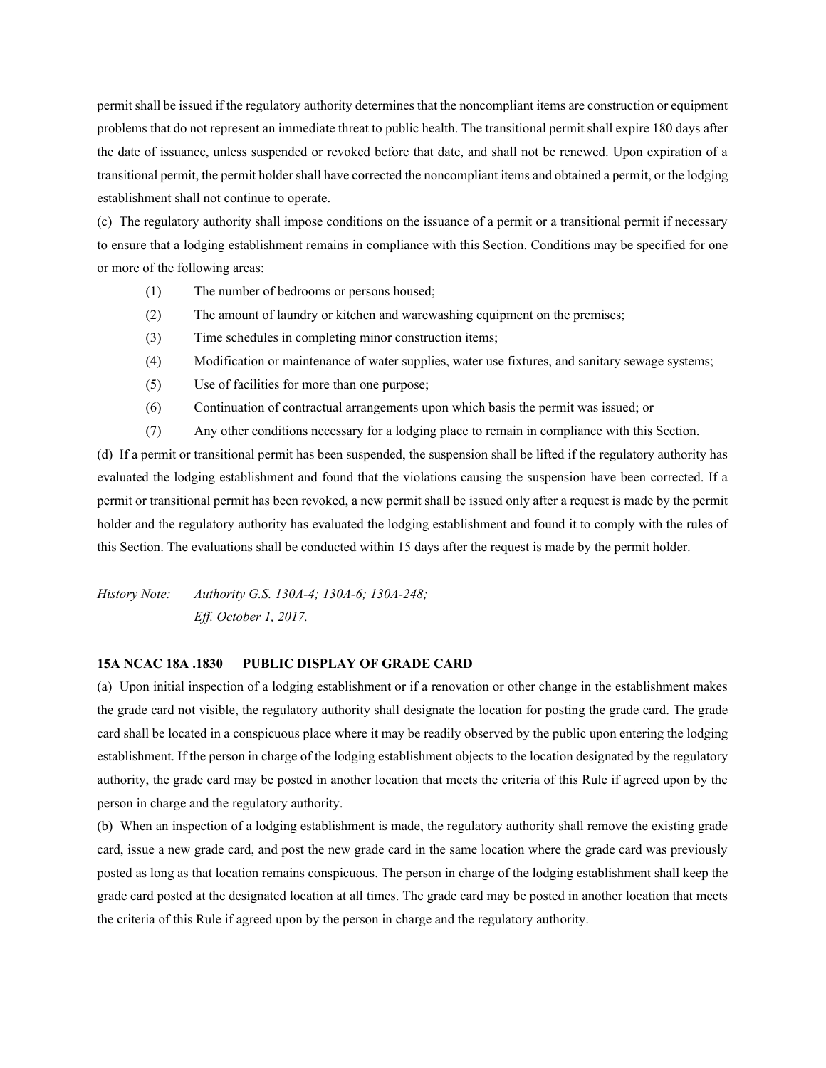permit shall be issued if the regulatory authority determines that the noncompliant items are construction or equipment problems that do not represent an immediate threat to public health. The transitional permit shall expire 180 days after the date of issuance, unless suspended or revoked before that date, and shall not be renewed. Upon expiration of a transitional permit, the permit holder shall have corrected the noncompliant items and obtained a permit, or the lodging establishment shall not continue to operate.

(c) The regulatory authority shall impose conditions on the issuance of a permit or a transitional permit if necessary to ensure that a lodging establishment remains in compliance with this Section. Conditions may be specified for one or more of the following areas:

(1) The number of bedrooms or persons housed;

(2) The amount of laundry or kitchen and warewashing equipment on the premises;

(3) Time schedules in completing minor construction items;

(4) Modification or maintenance of water supplies, water use fixtures, and sanitary sewage systems;

(5) Use of facilities for more than one purpose;

(6) Continuation of contractual arrangements upon which basis the permit was issued; or

(7) Any other conditions necessary for a lodging place to remain in compliance with this Section.

(d) If a permit or transitional permit has been suspended, the suspension shall be lifted if the regulatory authority has evaluated the lodging establishment and found that the violations causing the suspension have been corrected. If a permit or transitional permit has been revoked, a new permit shall be issued only after a request is made by the permit holder and the regulatory authority has evaluated the lodging establishment and found it to comply with the rules of this Section. The evaluations shall be conducted within 15 days after the request is made by the permit holder.

*History Note: Authority G.S. 130A-4; 130A-6; 130A-248;*
*Eff. October 1, 2017.*

**15A NCAC 18A .1830 PUBLIC DISPLAY OF GRADE CARD**

(a) Upon initial inspection of a lodging establishment or if a renovation or other change in the establishment makes the grade card not visible, the regulatory authority shall designate the location for posting the grade card. The grade card shall be located in a conspicuous place where it may be readily observed by the public upon entering the lodging establishment. If the person in charge of the lodging establishment objects to the location designated by the regulatory authority, the grade card may be posted in another location that meets the criteria of this Rule if agreed upon by the person in charge and the regulatory authority.

(b) When an inspection of a lodging establishment is made, the regulatory authority shall remove the existing grade card, issue a new grade card, and post the new grade card in the same location where the grade card was previously posted as long as that location remains conspicuous. The person in charge of the lodging establishment shall keep the grade card posted at the designated location at all times. The grade card may be posted in another location that meets the criteria of this Rule if agreed upon by the person in charge and the regulatory authority.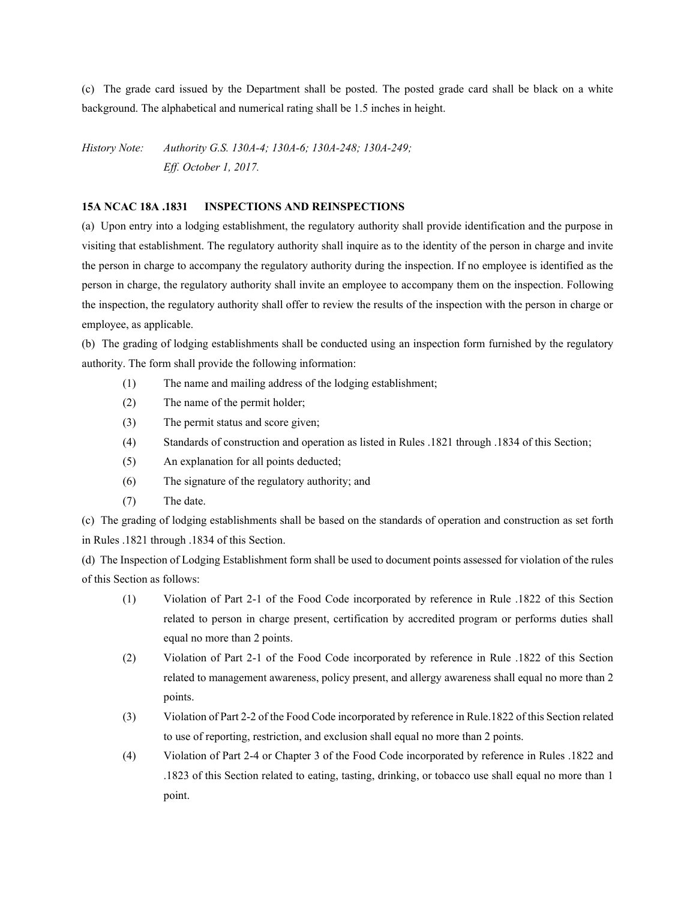(c) The grade card issued by the Department shall be posted. The posted grade card shall be black on a white background. The alphabetical and numerical rating shall be 1.5 inches in height.

*History Note: Authority G.S. 130A-4; 130A-6; 130A-248; 130A-249;*
*Eff. October 1, 2017.*

**15A NCAC 18A .1831 INSPECTIONS AND REINSPECTIONS**

(a) Upon entry into a lodging establishment, the regulatory authority shall provide identification and the purpose in visiting that establishment. The regulatory authority shall inquire as to the identity of the person in charge and invite the person in charge to accompany the regulatory authority during the inspection. If no employee is identified as the person in charge, the regulatory authority shall invite an employee to accompany them on the inspection. Following the inspection, the regulatory authority shall offer to review the results of the inspection with the person in charge or employee, as applicable.

(b) The grading of lodging establishments shall be conducted using an inspection form furnished by the regulatory authority. The form shall provide the following information:

- (1) The name and mailing address of the lodging establishment;
- (2) The name of the permit holder;
- (3) The permit status and score given;
- (4) Standards of construction and operation as listed in Rules .1821 through .1834 of this Section;
- (5) An explanation for all points deducted;
- (6) The signature of the regulatory authority; and
- (7) The date.

(c) The grading of lodging establishments shall be based on the standards of operation and construction as set forth in Rules .1821 through .1834 of this Section.

(d) The Inspection of Lodging Establishment form shall be used to document points assessed for violation of the rules of this Section as follows:

- (1) Violation of Part 2-1 of the Food Code incorporated by reference in Rule .1822 of this Section related to person in charge present, certification by accredited program or performs duties shall equal no more than 2 points.
- (2) Violation of Part 2-1 of the Food Code incorporated by reference in Rule .1822 of this Section related to management awareness, policy present, and allergy awareness shall equal no more than 2 points.
- (3) Violation of Part 2-2 of the Food Code incorporated by reference in Rule.1822 of this Section related to use of reporting, restriction, and exclusion shall equal no more than 2 points.
- (4) Violation of Part 2-4 or Chapter 3 of the Food Code incorporated by reference in Rules .1822 and .1823 of this Section related to eating, tasting, drinking, or tobacco use shall equal no more than 1 point.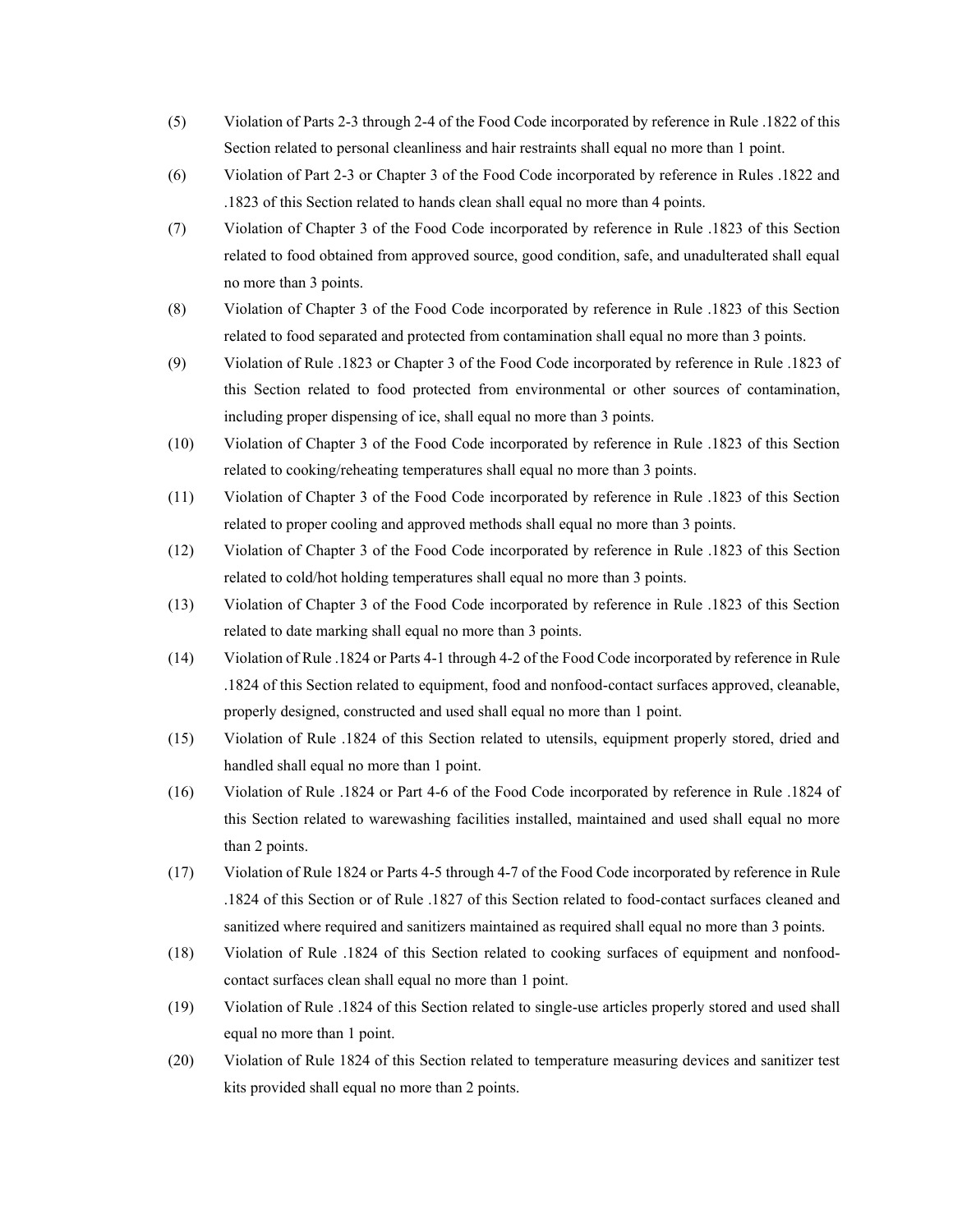(5) Violation of Parts 2-3 through 2-4 of the Food Code incorporated by reference in Rule .1822 of this Section related to personal cleanliness and hair restraints shall equal no more than 1 point.

(6) Violation of Part 2-3 or Chapter 3 of the Food Code incorporated by reference in Rules .1822 and .1823 of this Section related to hands clean shall equal no more than 4 points.

(7) Violation of Chapter 3 of the Food Code incorporated by reference in Rule .1823 of this Section related to food obtained from approved source, good condition, safe, and unadulterated shall equal no more than 3 points.

(8) Violation of Chapter 3 of the Food Code incorporated by reference in Rule .1823 of this Section related to food separated and protected from contamination shall equal no more than 3 points.

(9) Violation of Rule .1823 or Chapter 3 of the Food Code incorporated by reference in Rule .1823 of this Section related to food protected from environmental or other sources of contamination, including proper dispensing of ice, shall equal no more than 3 points.

(10) Violation of Chapter 3 of the Food Code incorporated by reference in Rule .1823 of this Section related to cooking/reheating temperatures shall equal no more than 3 points.

(11) Violation of Chapter 3 of the Food Code incorporated by reference in Rule .1823 of this Section related to proper cooling and approved methods shall equal no more than 3 points.

(12) Violation of Chapter 3 of the Food Code incorporated by reference in Rule .1823 of this Section related to cold/hot holding temperatures shall equal no more than 3 points.

(13) Violation of Chapter 3 of the Food Code incorporated by reference in Rule .1823 of this Section related to date marking shall equal no more than 3 points.

(14) Violation of Rule .1824 or Parts 4-1 through 4-2 of the Food Code incorporated by reference in Rule .1824 of this Section related to equipment, food and nonfood-contact surfaces approved, cleanable, properly designed, constructed and used shall equal no more than 1 point.

(15) Violation of Rule .1824 of this Section related to utensils, equipment properly stored, dried and handled shall equal no more than 1 point.

(16) Violation of Rule .1824 or Part 4-6 of the Food Code incorporated by reference in Rule .1824 of this Section related to warewashing facilities installed, maintained and used shall equal no more than 2 points.

(17) Violation of Rule 1824 or Parts 4-5 through 4-7 of the Food Code incorporated by reference in Rule .1824 of this Section or of Rule .1827 of this Section related to food-contact surfaces cleaned and sanitized where required and sanitizers maintained as required shall equal no more than 3 points.

(18) Violation of Rule .1824 of this Section related to cooking surfaces of equipment and nonfood-contact surfaces clean shall equal no more than 1 point.

(19) Violation of Rule .1824 of this Section related to single-use articles properly stored and used shall equal no more than 1 point.

(20) Violation of Rule 1824 of this Section related to temperature measuring devices and sanitizer test kits provided shall equal no more than 2 points.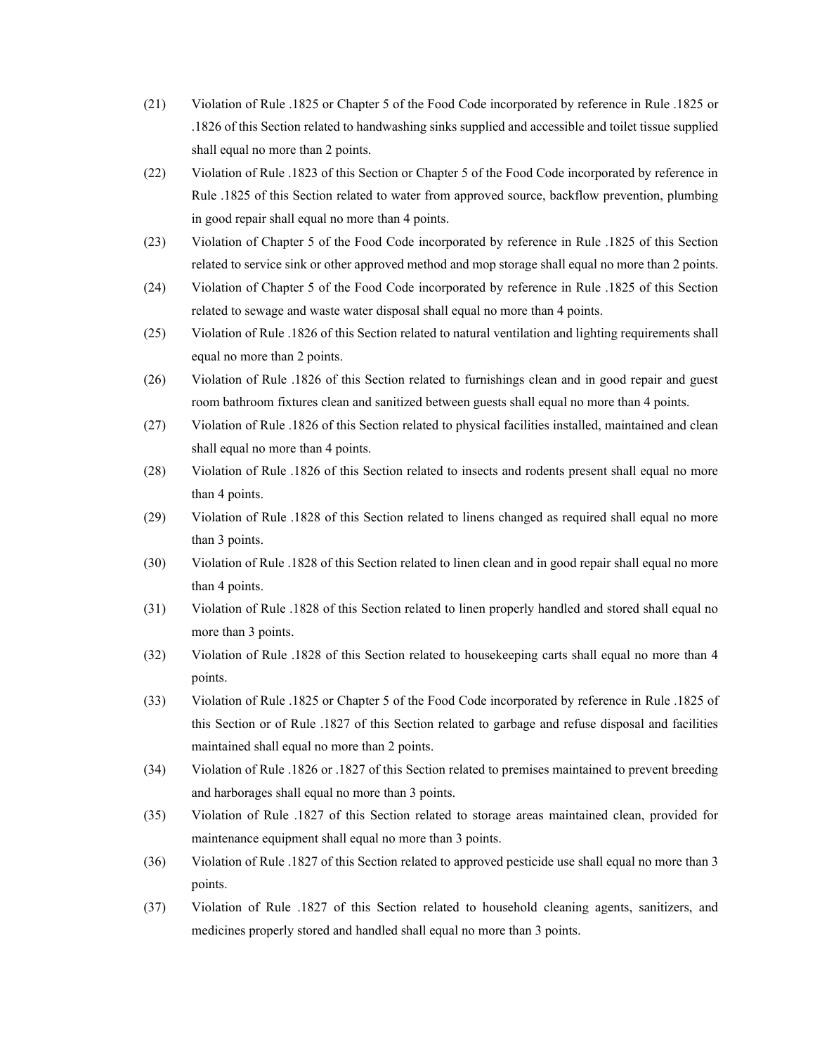(21) Violation of Rule .1825 or Chapter 5 of the Food Code incorporated by reference in Rule .1825 or .1826 of this Section related to handwashing sinks supplied and accessible and toilet tissue supplied shall equal no more than 2 points.

(22) Violation of Rule .1823 of this Section or Chapter 5 of the Food Code incorporated by reference in Rule .1825 of this Section related to water from approved source, backflow prevention, plumbing in good repair shall equal no more than 4 points.

(23) Violation of Chapter 5 of the Food Code incorporated by reference in Rule .1825 of this Section related to service sink or other approved method and mop storage shall equal no more than 2 points.

(24) Violation of Chapter 5 of the Food Code incorporated by reference in Rule .1825 of this Section related to sewage and waste water disposal shall equal no more than 4 points.

(25) Violation of Rule .1826 of this Section related to natural ventilation and lighting requirements shall equal no more than 2 points.

(26) Violation of Rule .1826 of this Section related to furnishings clean and in good repair and guest room bathroom fixtures clean and sanitized between guests shall equal no more than 4 points.

(27) Violation of Rule .1826 of this Section related to physical facilities installed, maintained and clean shall equal no more than 4 points.

(28) Violation of Rule .1826 of this Section related to insects and rodents present shall equal no more than 4 points.

(29) Violation of Rule .1828 of this Section related to linens changed as required shall equal no more than 3 points.

(30) Violation of Rule .1828 of this Section related to linen clean and in good repair shall equal no more than 4 points.

(31) Violation of Rule .1828 of this Section related to linen properly handled and stored shall equal no more than 3 points.

(32) Violation of Rule .1828 of this Section related to housekeeping carts shall equal no more than 4 points.

(33) Violation of Rule .1825 or Chapter 5 of the Food Code incorporated by reference in Rule .1825 of this Section or of Rule .1827 of this Section related to garbage and refuse disposal and facilities maintained shall equal no more than 2 points.

(34) Violation of Rule .1826 or .1827 of this Section related to premises maintained to prevent breeding and harborages shall equal no more than 3 points.

(35) Violation of Rule .1827 of this Section related to storage areas maintained clean, provided for maintenance equipment shall equal no more than 3 points.

(36) Violation of Rule .1827 of this Section related to approved pesticide use shall equal no more than 3 points.

(37) Violation of Rule .1827 of this Section related to household cleaning agents, sanitizers, and medicines properly stored and handled shall equal no more than 3 points.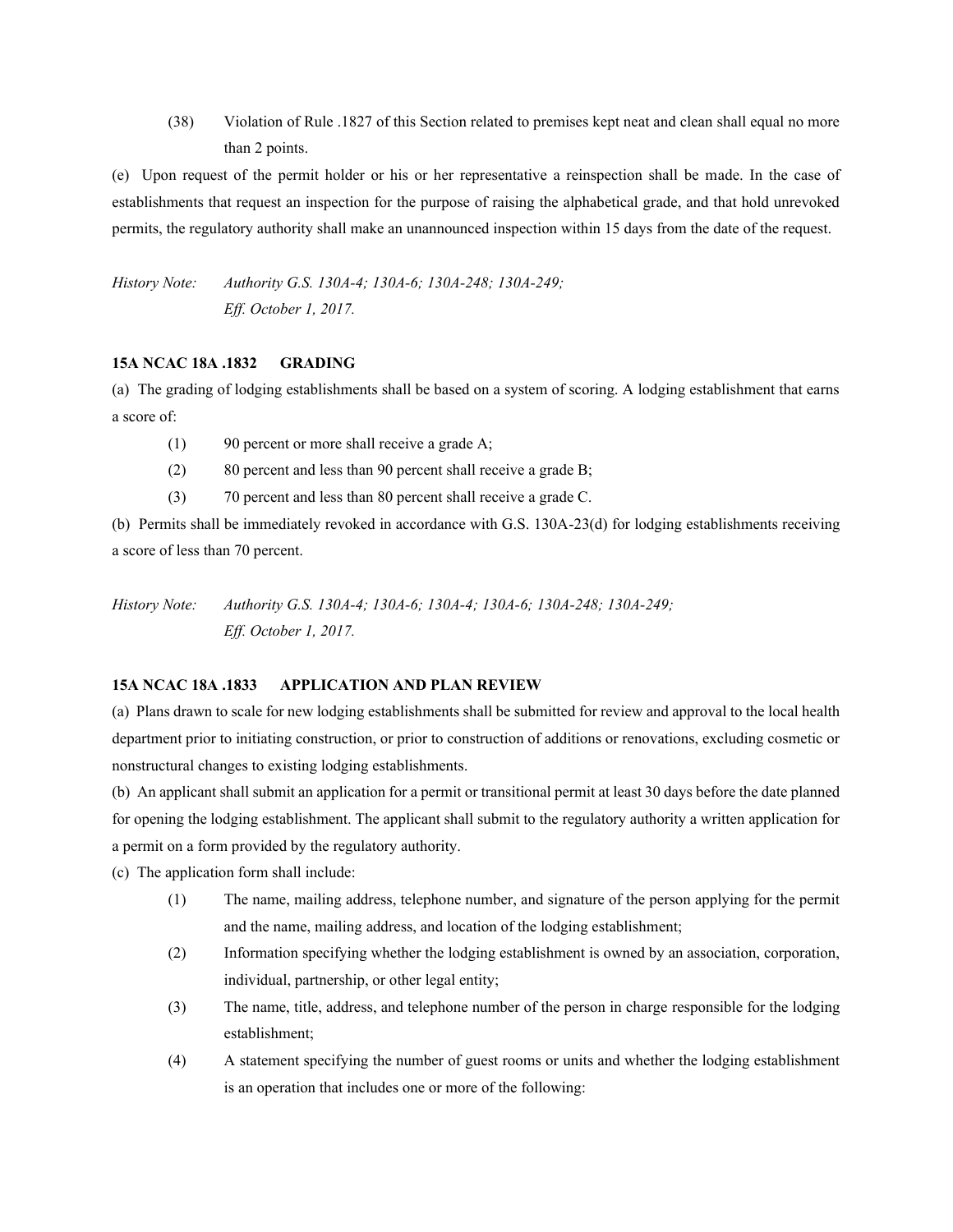(38) Violation of Rule .1827 of this Section related to premises kept neat and clean shall equal no more than 2 points.

(e) Upon request of the permit holder or his or her representative a reinspection shall be made. In the case of establishments that request an inspection for the purpose of raising the alphabetical grade, and that hold unrevoked permits, the regulatory authority shall make an unannounced inspection within 15 days from the date of the request.

*History Note: Authority G.S. 130A-4; 130A-6; 130A-248; 130A-249;*
*Eff. October 1, 2017.*

**15A NCAC 18A .1832 GRADING**

(a) The grading of lodging establishments shall be based on a system of scoring. A lodging establishment that earns a score of:

(1) 90 percent or more shall receive a grade A;

(2) 80 percent and less than 90 percent shall receive a grade B;

(3) 70 percent and less than 80 percent shall receive a grade C.

(b) Permits shall be immediately revoked in accordance with G.S. 130A-23(d) for lodging establishments receiving a score of less than 70 percent.

*History Note: Authority G.S. 130A-4; 130A-6; 130A-4; 130A-6; 130A-248; 130A-249;*
*Eff. October 1, 2017.*

**15A NCAC 18A .1833 APPLICATION AND PLAN REVIEW**

(a) Plans drawn to scale for new lodging establishments shall be submitted for review and approval to the local health department prior to initiating construction, or prior to construction of additions or renovations, excluding cosmetic or nonstructural changes to existing lodging establishments.

(b) An applicant shall submit an application for a permit or transitional permit at least 30 days before the date planned for opening the lodging establishment. The applicant shall submit to the regulatory authority a written application for a permit on a form provided by the regulatory authority.

(c) The application form shall include:

(1) The name, mailing address, telephone number, and signature of the person applying for the permit and the name, mailing address, and location of the lodging establishment;

(2) Information specifying whether the lodging establishment is owned by an association, corporation, individual, partnership, or other legal entity;

(3) The name, title, address, and telephone number of the person in charge responsible for the lodging establishment;

(4) A statement specifying the number of guest rooms or units and whether the lodging establishment is an operation that includes one or more of the following: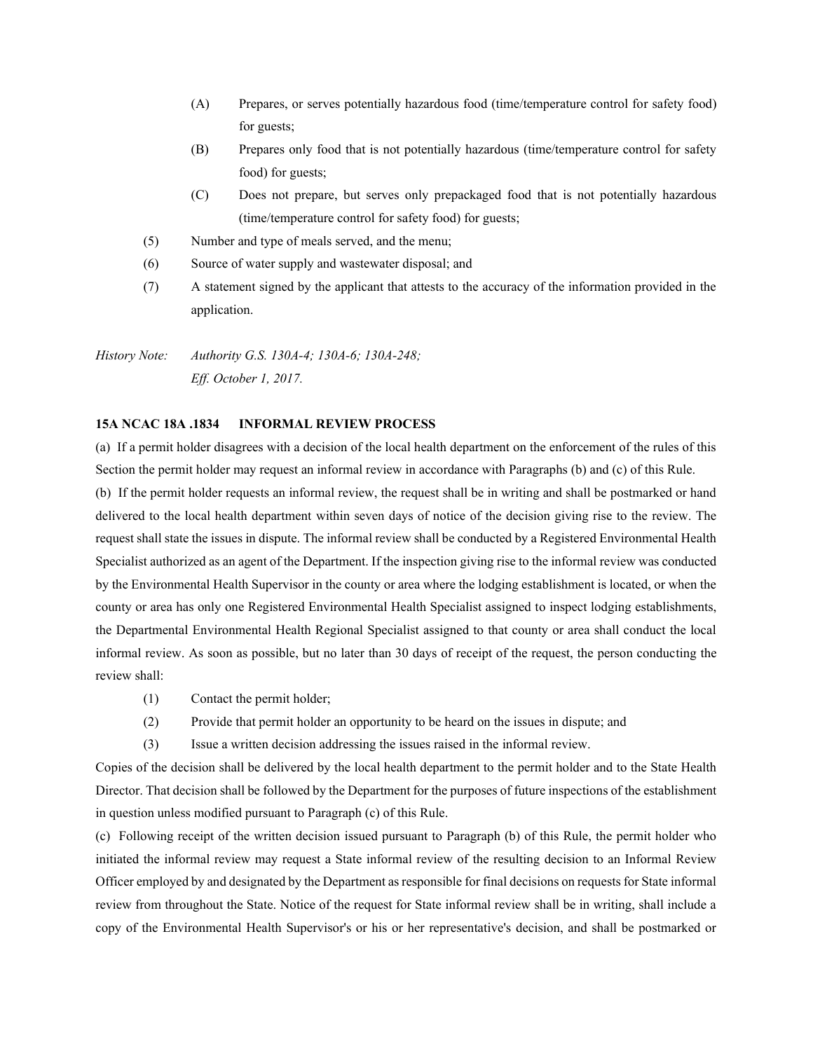(A) Prepares, or serves potentially hazardous food (time/temperature control for safety food) for guests;

(B) Prepares only food that is not potentially hazardous (time/temperature control for safety food) for guests;

(C) Does not prepare, but serves only prepackaged food that is not potentially hazardous (time/temperature control for safety food) for guests;

(5) Number and type of meals served, and the menu;

(6) Source of water supply and wastewater disposal; and

(7) A statement signed by the applicant that attests to the accuracy of the information provided in the application.

*History Note: Authority G.S. 130A-4; 130A-6; 130A-248;*
*Eff. October 1, 2017.*

**15A NCAC 18A .1834 INFORMAL REVIEW PROCESS**

(a) If a permit holder disagrees with a decision of the local health department on the enforcement of the rules of this Section the permit holder may request an informal review in accordance with Paragraphs (b) and (c) of this Rule.

(b) If the permit holder requests an informal review, the request shall be in writing and shall be postmarked or hand delivered to the local health department within seven days of notice of the decision giving rise to the review. The request shall state the issues in dispute. The informal review shall be conducted by a Registered Environmental Health Specialist authorized as an agent of the Department. If the inspection giving rise to the informal review was conducted by the Environmental Health Supervisor in the county or area where the lodging establishment is located, or when the county or area has only one Registered Environmental Health Specialist assigned to inspect lodging establishments, the Departmental Environmental Health Regional Specialist assigned to that county or area shall conduct the local informal review. As soon as possible, but no later than 30 days of receipt of the request, the person conducting the review shall:

(1) Contact the permit holder;

(2) Provide that permit holder an opportunity to be heard on the issues in dispute; and

(3) Issue a written decision addressing the issues raised in the informal review.

Copies of the decision shall be delivered by the local health department to the permit holder and to the State Health Director. That decision shall be followed by the Department for the purposes of future inspections of the establishment in question unless modified pursuant to Paragraph (c) of this Rule.

(c) Following receipt of the written decision issued pursuant to Paragraph (b) of this Rule, the permit holder who initiated the informal review may request a State informal review of the resulting decision to an Informal Review Officer employed by and designated by the Department as responsible for final decisions on requests for State informal review from throughout the State. Notice of the request for State informal review shall be in writing, shall include a copy of the Environmental Health Supervisor's or his or her representative's decision, and shall be postmarked or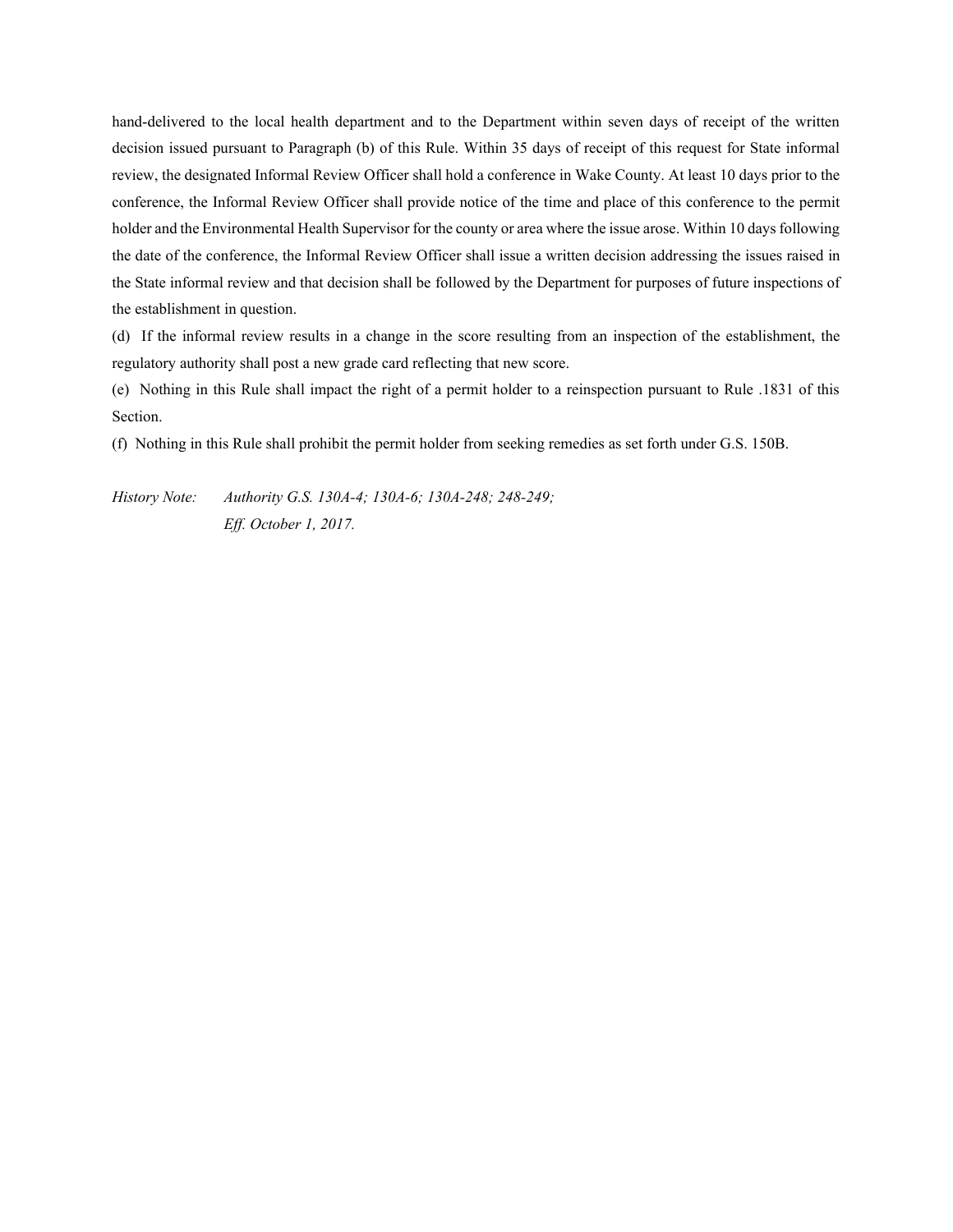hand-delivered to the local health department and to the Department within seven days of receipt of the written decision issued pursuant to Paragraph (b) of this Rule. Within 35 days of receipt of this request for State informal review, the designated Informal Review Officer shall hold a conference in Wake County. At least 10 days prior to the conference, the Informal Review Officer shall provide notice of the time and place of this conference to the permit holder and the Environmental Health Supervisor for the county or area where the issue arose. Within 10 days following the date of the conference, the Informal Review Officer shall issue a written decision addressing the issues raised in the State informal review and that decision shall be followed by the Department for purposes of future inspections of the establishment in question.

(d) If the informal review results in a change in the score resulting from an inspection of the establishment, the regulatory authority shall post a new grade card reflecting that new score.

(e) Nothing in this Rule shall impact the right of a permit holder to a reinspection pursuant to Rule .1831 of this Section.

(f) Nothing in this Rule shall prohibit the permit holder from seeking remedies as set forth under G.S. 150B.

*History Note:* *Authority G.S. 130A-4; 130A-6; 130A-248; 248-249;*
*Eff. October 1, 2017.*